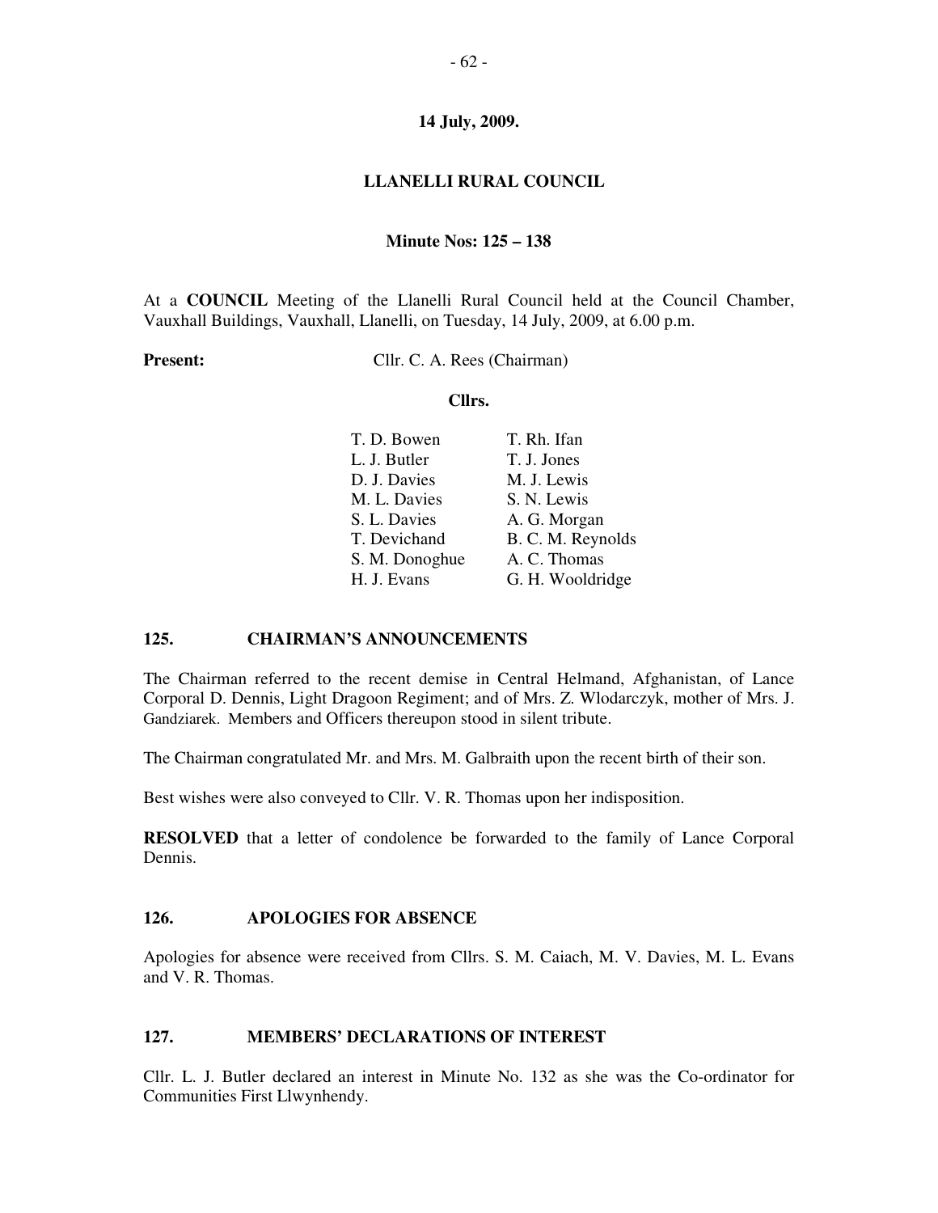**14 July, 2009.**

# LLANELLI RURAL COUNCIL

**Minute Nos: 125 – 138**

At a **COUNCIL** Meeting of the Llanelli Rural Council held at the Council Chamber, Vauxhall Buildings, Vauxhall, Llanelli, on Tuesday, 14 July, 2009, at 6.00 p.m.

**Present:** Cllr. C. A. Rees (Chairman)

**Cllrs.**

| | |
|---|---|
| T. D. Bowen | T. Rh. Ifan |
| L. J. Butler | T. J. Jones |
| D. J. Davies | M. J. Lewis |
| M. L. Davies | S. N. Lewis |
| S. L. Davies | A. G. Morgan |
| T. Devichand | B. C. M. Reynolds |
| S. M. Donoghue | A. C. Thomas |
| H. J. Evans | G. H. Wooldridge |

## 125. CHAIRMAN'S ANNOUNCEMENTS

The Chairman referred to the recent demise in Central Helmand, Afghanistan, of Lance Corporal D. Dennis, Light Dragoon Regiment; and of Mrs. Z. Wlodarczyk, mother of Mrs. J. Gandziarek. Members and Officers thereupon stood in silent tribute.

The Chairman congratulated Mr. and Mrs. M. Galbraith upon the recent birth of their son.

Best wishes were also conveyed to Cllr. V. R. Thomas upon her indisposition.

**RESOLVED** that a letter of condolence be forwarded to the family of Lance Corporal Dennis.

## 126. APOLOGIES FOR ABSENCE

Apologies for absence were received from Cllrs. S. M. Caiach, M. V. Davies, M. L. Evans and V. R. Thomas.

## 127. MEMBERS' DECLARATIONS OF INTEREST

Cllr. L. J. Butler declared an interest in Minute No. 132 as she was the Co-ordinator for Communities First Llwynhendy.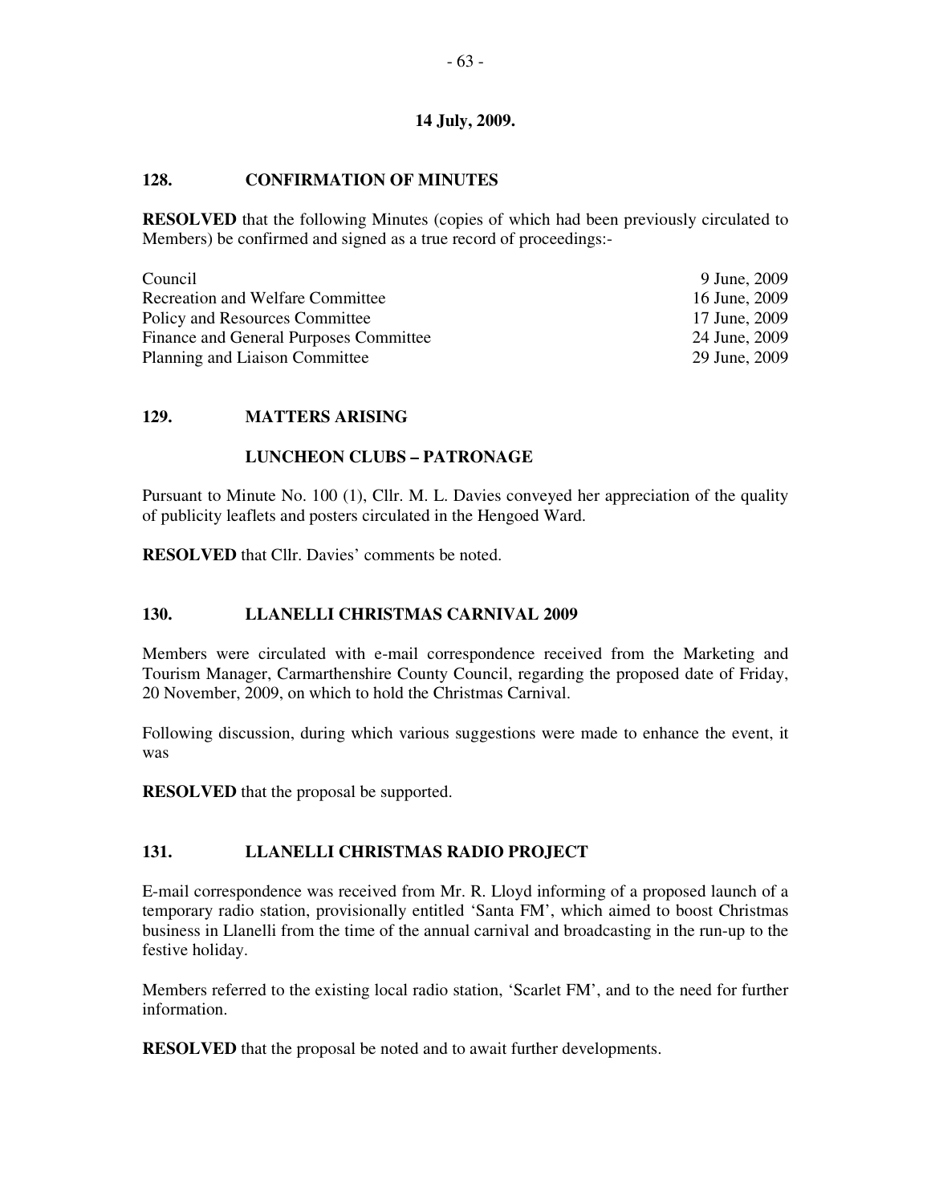**14 July, 2009.**

## 128. CONFIRMATION OF MINUTES

**RESOLVED** that the following Minutes (copies of which had been previously circulated to Members) be confirmed and signed as a true record of proceedings:-

| | |
|---|---|
| Council | 9 June, 2009 |
| Recreation and Welfare Committee | 16 June, 2009 |
| Policy and Resources Committee | 17 June, 2009 |
| Finance and General Purposes Committee | 24 June, 2009 |
| Planning and Liaison Committee | 29 June, 2009 |

## 129. MATTERS ARISING

### LUNCHEON CLUBS – PATRONAGE

Pursuant to Minute No. 100 (1), Cllr. M. L. Davies conveyed her appreciation of the quality of publicity leaflets and posters circulated in the Hengoed Ward.

**RESOLVED** that Cllr. Davies' comments be noted.

## 130. LLANELLI CHRISTMAS CARNIVAL 2009

Members were circulated with e-mail correspondence received from the Marketing and Tourism Manager, Carmarthenshire County Council, regarding the proposed date of Friday, 20 November, 2009, on which to hold the Christmas Carnival.

Following discussion, during which various suggestions were made to enhance the event, it was

**RESOLVED** that the proposal be supported.

## 131. LLANELLI CHRISTMAS RADIO PROJECT

E-mail correspondence was received from Mr. R. Lloyd informing of a proposed launch of a temporary radio station, provisionally entitled 'Santa FM', which aimed to boost Christmas business in Llanelli from the time of the annual carnival and broadcasting in the run-up to the festive holiday.

Members referred to the existing local radio station, 'Scarlet FM', and to the need for further information.

**RESOLVED** that the proposal be noted and to await further developments.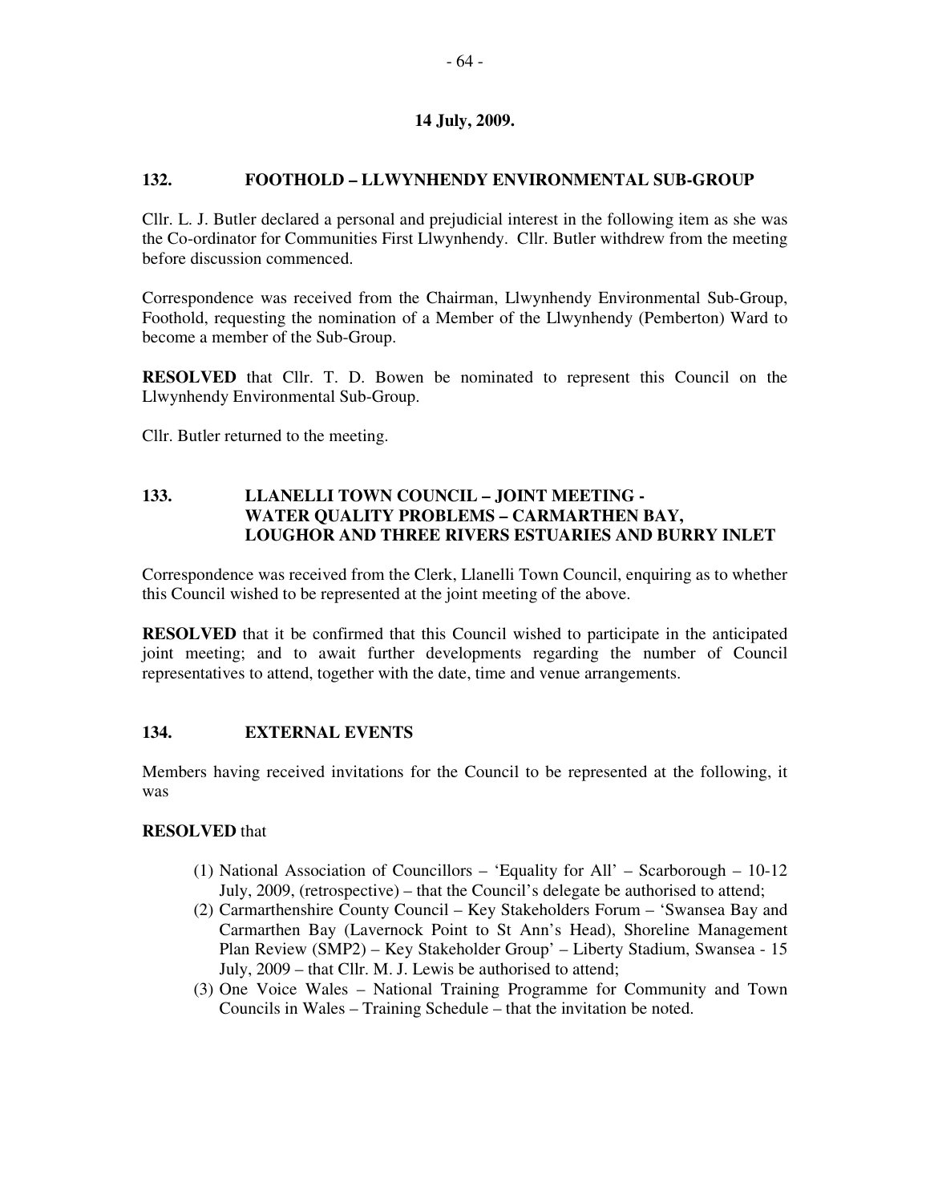**14 July, 2009.**

## 132. FOOTHOLD – LLWYNHENDY ENVIRONMENTAL SUB-GROUP

Cllr. L. J. Butler declared a personal and prejudicial interest in the following item as she was the Co-ordinator for Communities First Llwynhendy. Cllr. Butler withdrew from the meeting before discussion commenced.

Correspondence was received from the Chairman, Llwynhendy Environmental Sub-Group, Foothold, requesting the nomination of a Member of the Llwynhendy (Pemberton) Ward to become a member of the Sub-Group.

**RESOLVED** that Cllr. T. D. Bowen be nominated to represent this Council on the Llwynhendy Environmental Sub-Group.

Cllr. Butler returned to the meeting.

## 133. LLANELLI TOWN COUNCIL – JOINT MEETING - WATER QUALITY PROBLEMS – CARMARTHEN BAY, LOUGHOR AND THREE RIVERS ESTUARIES AND BURRY INLET

Correspondence was received from the Clerk, Llanelli Town Council, enquiring as to whether this Council wished to be represented at the joint meeting of the above.

**RESOLVED** that it be confirmed that this Council wished to participate in the anticipated joint meeting; and to await further developments regarding the number of Council representatives to attend, together with the date, time and venue arrangements.

## 134. EXTERNAL EVENTS

Members having received invitations for the Council to be represented at the following, it was

**RESOLVED** that

(1) National Association of Councillors – 'Equality for All' – Scarborough – 10-12 July, 2009, (retrospective) – that the Council's delegate be authorised to attend;
(2) Carmarthenshire County Council – Key Stakeholders Forum – 'Swansea Bay and Carmarthen Bay (Lavernock Point to St Ann's Head), Shoreline Management Plan Review (SMP2) – Key Stakeholder Group' – Liberty Stadium, Swansea - 15 July, 2009 – that Cllr. M. J. Lewis be authorised to attend;
(3) One Voice Wales – National Training Programme for Community and Town Councils in Wales – Training Schedule – that the invitation be noted.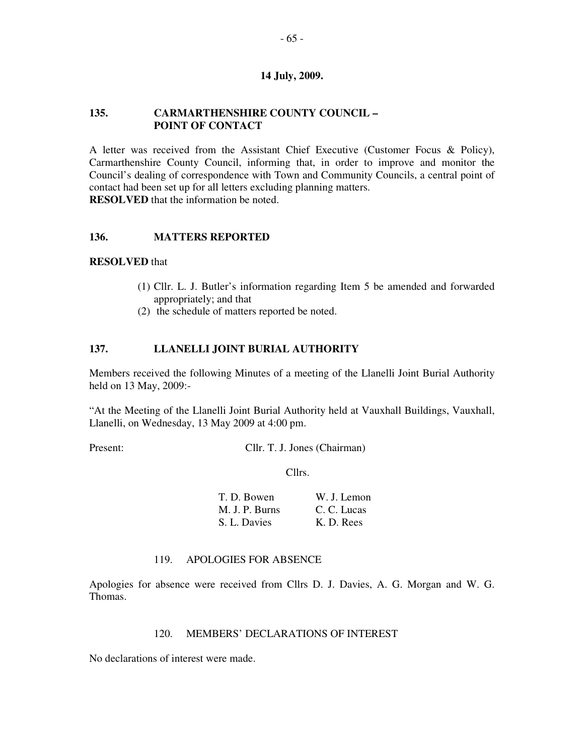**14 July, 2009.**

## 135. CARMARTHENSHIRE COUNTY COUNCIL – POINT OF CONTACT

A letter was received from the Assistant Chief Executive (Customer Focus & Policy), Carmarthenshire County Council, informing that, in order to improve and monitor the Council's dealing of correspondence with Town and Community Councils, a central point of contact had been set up for all letters excluding planning matters.
**RESOLVED** that the information be noted.

## 136. MATTERS REPORTED

**RESOLVED** that

(1) Cllr. L. J. Butler's information regarding Item 5 be amended and forwarded appropriately; and that
(2) the schedule of matters reported be noted.

## 137. LLANELLI JOINT BURIAL AUTHORITY

Members received the following Minutes of a meeting of the Llanelli Joint Burial Authority held on 13 May, 2009:-

"At the Meeting of the Llanelli Joint Burial Authority held at Vauxhall Buildings, Vauxhall, Llanelli, on Wednesday, 13 May 2009 at 4:00 pm.

Present: Cllr. T. J. Jones (Chairman)

Cllrs.

| | |
|---|---|
| T. D. Bowen | W. J. Lemon |
| M. J. P. Burns | C. C. Lucas |
| S. L. Davies | K. D. Rees |

119. APOLOGIES FOR ABSENCE

Apologies for absence were received from Cllrs D. J. Davies, A. G. Morgan and W. G. Thomas.

120. MEMBERS' DECLARATIONS OF INTEREST

No declarations of interest were made.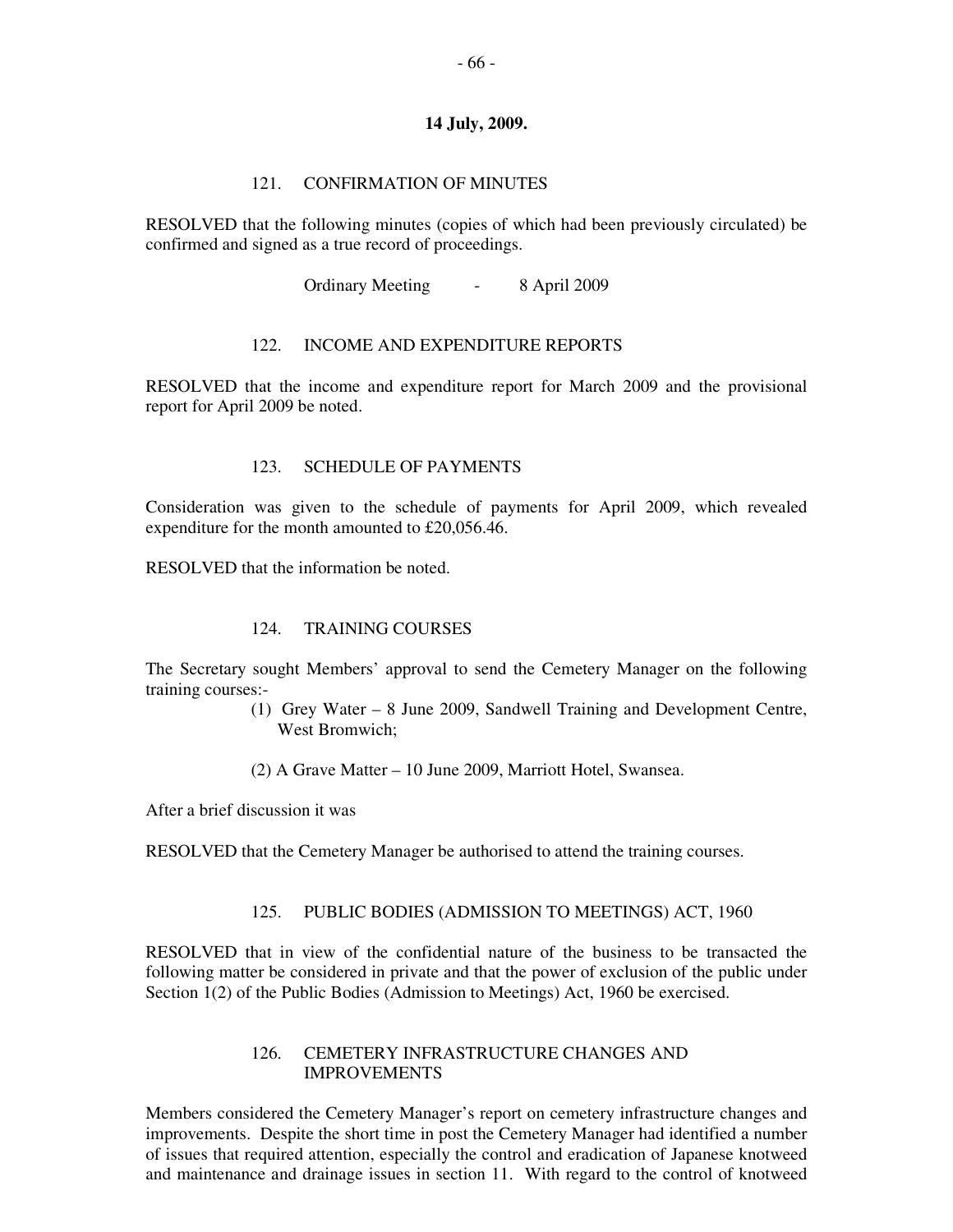**14 July, 2009.**

121. CONFIRMATION OF MINUTES

RESOLVED that the following minutes (copies of which had been previously circulated) be confirmed and signed as a true record of proceedings.

Ordinary Meeting - 8 April 2009

122. INCOME AND EXPENDITURE REPORTS

RESOLVED that the income and expenditure report for March 2009 and the provisional report for April 2009 be noted.

123. SCHEDULE OF PAYMENTS

Consideration was given to the schedule of payments for April 2009, which revealed expenditure for the month amounted to £20,056.46.

RESOLVED that the information be noted.

124. TRAINING COURSES

The Secretary sought Members' approval to send the Cemetery Manager on the following training courses:-

(1) Grey Water – 8 June 2009, Sandwell Training and Development Centre, West Bromwich;

(2) A Grave Matter – 10 June 2009, Marriott Hotel, Swansea.

After a brief discussion it was

RESOLVED that the Cemetery Manager be authorised to attend the training courses.

125. PUBLIC BODIES (ADMISSION TO MEETINGS) ACT, 1960

RESOLVED that in view of the confidential nature of the business to be transacted the following matter be considered in private and that the power of exclusion of the public under Section 1(2) of the Public Bodies (Admission to Meetings) Act, 1960 be exercised.

126. CEMETERY INFRASTRUCTURE CHANGES AND IMPROVEMENTS

Members considered the Cemetery Manager's report on cemetery infrastructure changes and improvements. Despite the short time in post the Cemetery Manager had identified a number of issues that required attention, especially the control and eradication of Japanese knotweed and maintenance and drainage issues in section 11. With regard to the control of knotweed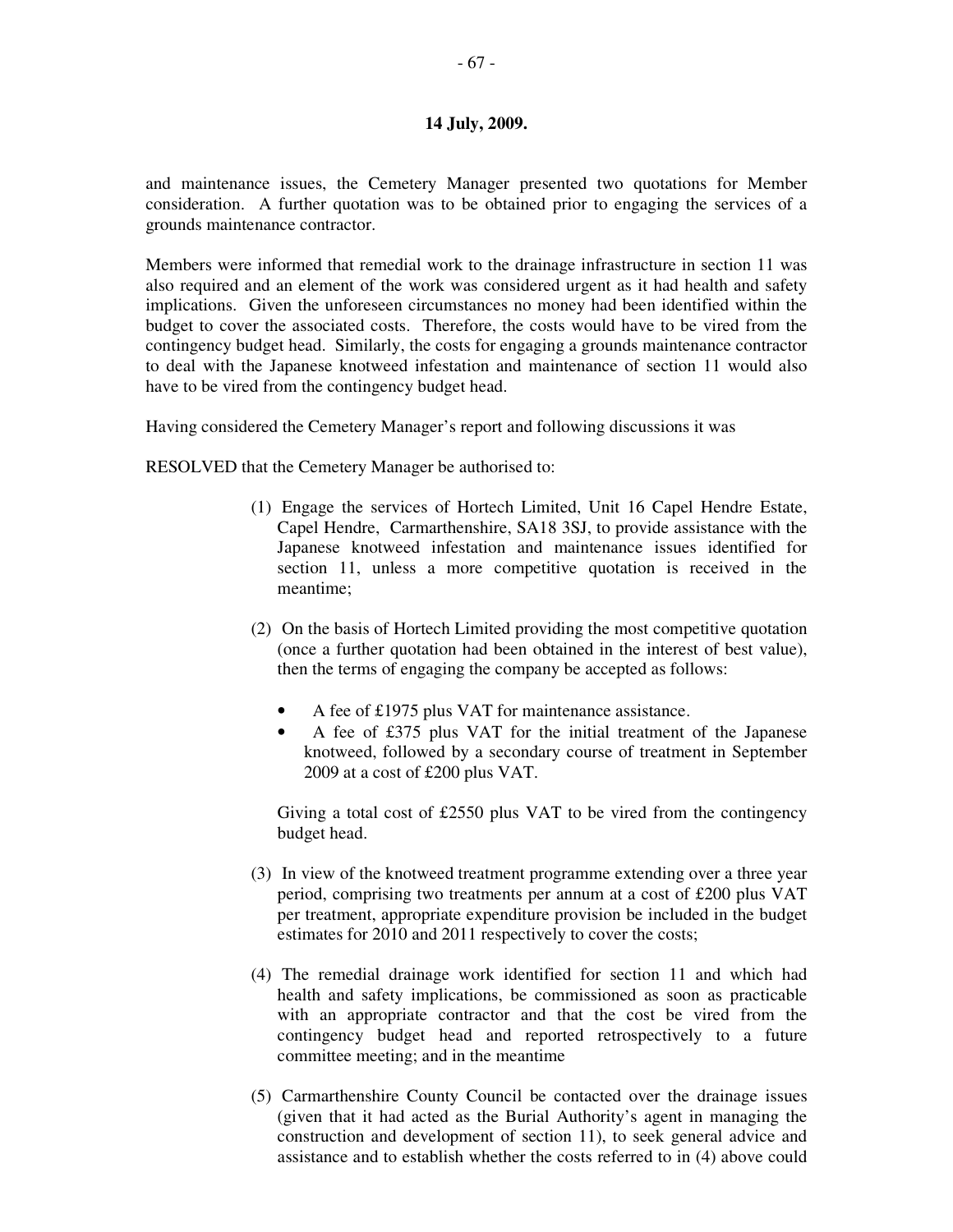**14 July, 2009.**

and maintenance issues, the Cemetery Manager presented two quotations for Member consideration. A further quotation was to be obtained prior to engaging the services of a grounds maintenance contractor.

Members were informed that remedial work to the drainage infrastructure in section 11 was also required and an element of the work was considered urgent as it had health and safety implications. Given the unforeseen circumstances no money had been identified within the budget to cover the associated costs. Therefore, the costs would have to be vired from the contingency budget head. Similarly, the costs for engaging a grounds maintenance contractor to deal with the Japanese knotweed infestation and maintenance of section 11 would also have to be vired from the contingency budget head.

Having considered the Cemetery Manager's report and following discussions it was

RESOLVED that the Cemetery Manager be authorised to:

(1) Engage the services of Hortech Limited, Unit 16 Capel Hendre Estate, Capel Hendre, Carmarthenshire, SA18 3SJ, to provide assistance with the Japanese knotweed infestation and maintenance issues identified for section 11, unless a more competitive quotation is received in the meantime;

(2) On the basis of Hortech Limited providing the most competitive quotation (once a further quotation had been obtained in the interest of best value), then the terms of engaging the company be accepted as follows:

- A fee of £1975 plus VAT for maintenance assistance.
- A fee of £375 plus VAT for the initial treatment of the Japanese knotweed, followed by a secondary course of treatment in September 2009 at a cost of £200 plus VAT.

Giving a total cost of £2550 plus VAT to be vired from the contingency budget head.

(3) In view of the knotweed treatment programme extending over a three year period, comprising two treatments per annum at a cost of £200 plus VAT per treatment, appropriate expenditure provision be included in the budget estimates for 2010 and 2011 respectively to cover the costs;

(4) The remedial drainage work identified for section 11 and which had health and safety implications, be commissioned as soon as practicable with an appropriate contractor and that the cost be vired from the contingency budget head and reported retrospectively to a future committee meeting; and in the meantime

(5) Carmarthenshire County Council be contacted over the drainage issues (given that it had acted as the Burial Authority's agent in managing the construction and development of section 11), to seek general advice and assistance and to establish whether the costs referred to in (4) above could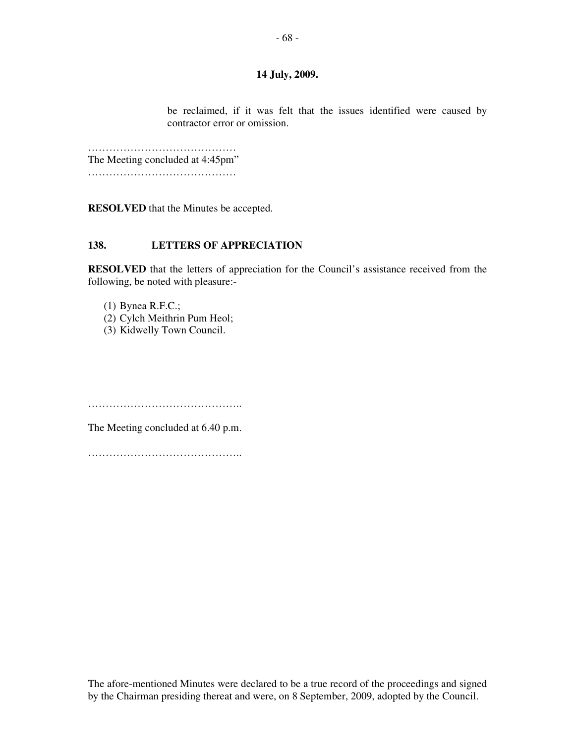**14 July, 2009.**

be reclaimed, if it was felt that the issues identified were caused by contractor error or omission.

……………………………………
The Meeting concluded at 4:45pm"
……………………………………

**RESOLVED** that the Minutes be accepted.

### 138. LETTERS OF APPRECIATION

**RESOLVED** that the letters of appreciation for the Council's assistance received from the following, be noted with pleasure:-

(1) Bynea R.F.C.;
(2) Cylch Meithrin Pum Heol;
(3) Kidwelly Town Council.

……………………………………..

The Meeting concluded at 6.40 p.m.

……………………………………..

The afore-mentioned Minutes were declared to be a true record of the proceedings and signed by the Chairman presiding thereat and were, on 8 September, 2009, adopted by the Council.